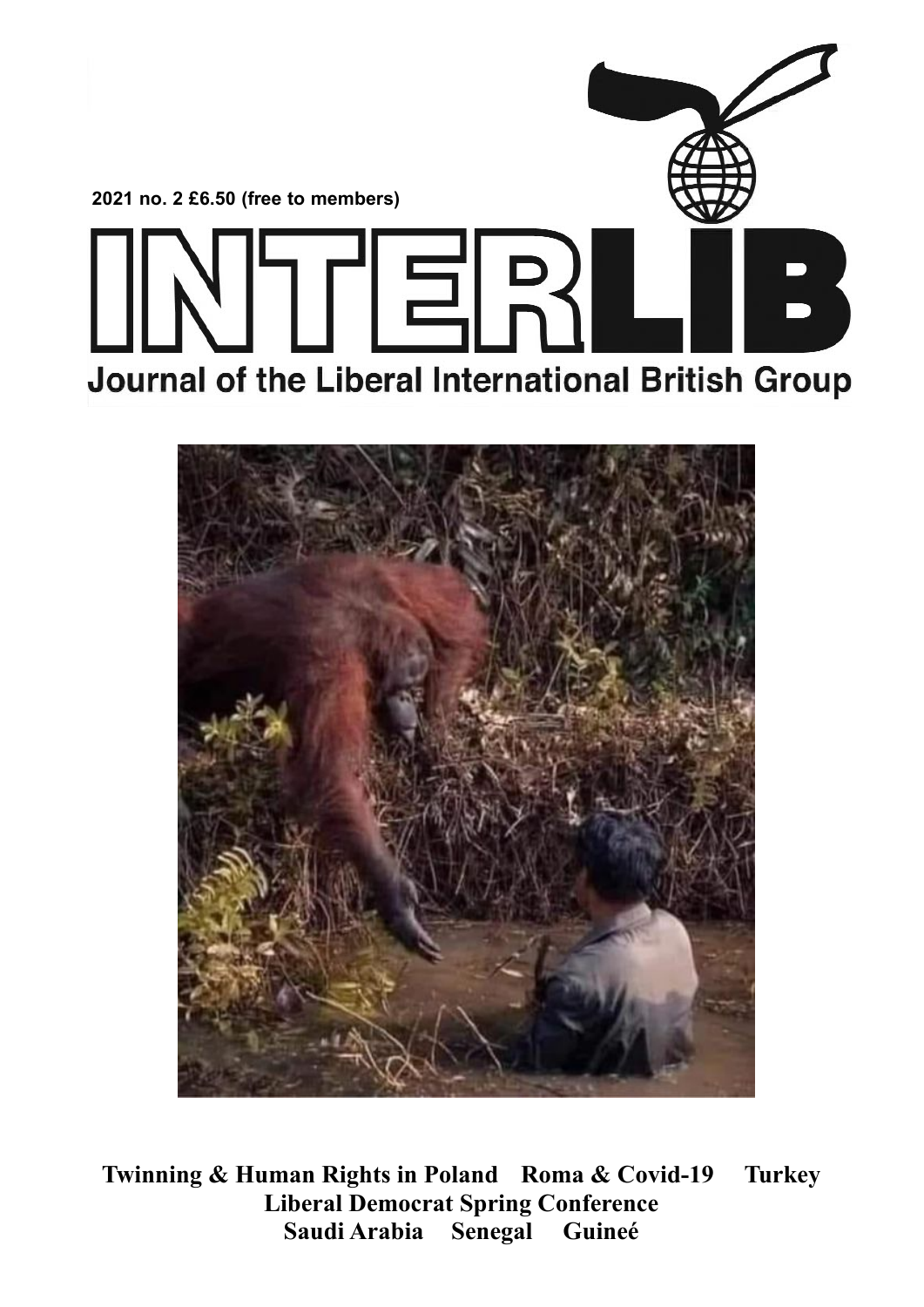2021 no. 2 £6.50 (free to members)

# INTERLIB

## Journal of the Liberal International British Group

**Twinning & Human Rights in Poland    Roma & Covid-19    Turkey**
**Liberal Democrat Spring Conference**
**Saudi Arabia    Senegal    Guineé**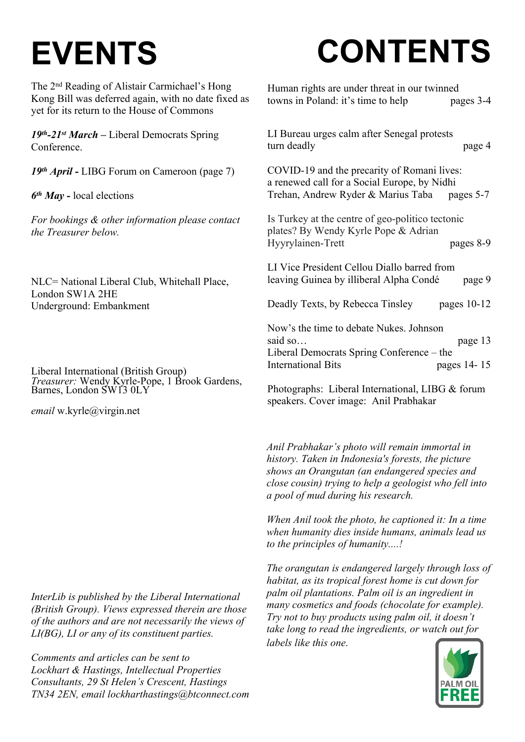# EVENTS

The 2nd Reading of Alistair Carmichael's Hong Kong Bill was deferred again, with no date fixed as yet for its return to the House of Commons

***19th-21st March*** – Liberal Democrats Spring Conference.

***19th April -*** LIBG Forum on Cameroon (page 7)

***6th May -*** local elections

*For bookings & other information please contact the Treasurer below.*

NLC= National Liberal Club, Whitehall Place, London SW1A 2HE
Underground: Embankment

Liberal International (British Group)
*Treasurer:* Wendy Kyrle-Pope, 1 Brook Gardens, Barnes, London SW13 0LY

*email* w.kyrle@virgin.net

*InterLib is published by the Liberal International (British Group). Views expressed therein are those of the authors and are not necessarily the views of LI(BG), LI or any of its constituent parties.*

*Comments and articles can be sent to Lockhart & Hastings, Intellectual Properties Consultants, 29 St Helen's Crescent, Hastings TN34 2EN, email lockharthastings@btconnect.com*

# CONTENTS

Human rights are under threat in our twinned towns in Poland: it's time to help — pages 3-4

LI Bureau urges calm after Senegal protests turn deadly — page 4

COVID-19 and the precarity of Romani lives: a renewed call for a Social Europe, by Nidhi Trehan, Andrew Ryder & Marius Taba — pages 5-7

Is Turkey at the centre of geo-politico tectonic plates? By Wendy Kyrle Pope & Adrian Hyyrylainen-Trett — pages 8-9

LI Vice President Cellou Diallo barred from leaving Guinea by illiberal Alpha Condé — page 9

Deadly Texts, by Rebecca Tinsley — pages 10-12

Now's the time to debate Nukes. Johnson said so… — page 13

Liberal Democrats Spring Conference – the International Bits — pages 14- 15

Photographs: Liberal International, LIBG & forum speakers. Cover image: Anil Prabhakar

*Anil Prabhakar's photo will remain immortal in history. Taken in Indonesia's forests, the picture shows an Orangutan (an endangered species and close cousin) trying to help a geologist who fell into a pool of mud during his research.*

*When Anil took the photo, he captioned it: In a time when humanity dies inside humans, animals lead us to the principles of humanity....!*

*The orangutan is endangered largely through loss of habitat, as its tropical forest home is cut down for palm oil plantations. Palm oil is an ingredient in many cosmetics and foods (chocolate for example). Try not to buy products using palm oil, it doesn't take long to read the ingredients, or watch out for labels like this one.*

PALM OIL FREE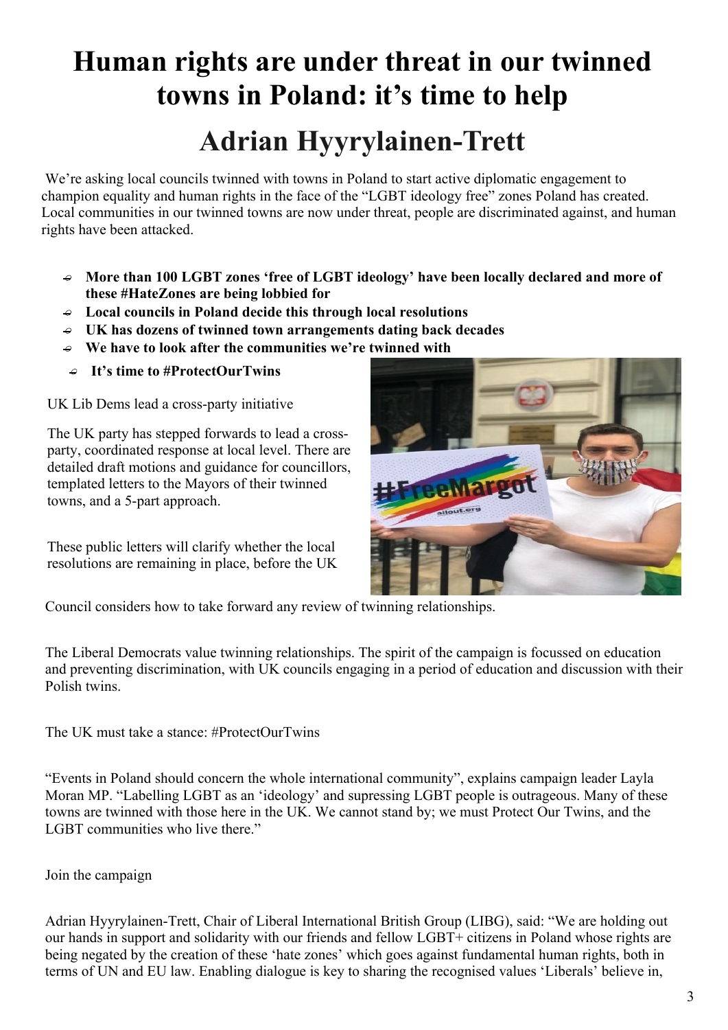# Human rights are under threat in our twinned towns in Poland: it's time to help

## Adrian Hyyrylainen-Trett

We're asking local councils twinned with towns in Poland to start active diplomatic engagement to champion equality and human rights in the face of the "LGBT ideology free" zones Poland has created. Local communities in our twinned towns are now under threat, people are discriminated against, and human rights have been attacked.

- **More than 100 LGBT zones 'free of LGBT ideology' have been locally declared and more of these #HateZones are being lobbied for**
- **Local councils in Poland decide this through local resolutions**
- **UK has dozens of twinned town arrangements dating back decades**
- **We have to look after the communities we're twinned with**
- **It's time to #ProtectOurTwins**

UK Lib Dems lead a cross-party initiative

The UK party has stepped forwards to lead a cross-party, coordinated response at local level. There are detailed draft motions and guidance for councillors, templated letters to the Mayors of their twinned towns, and a 5-part approach.

These public letters will clarify whether the local resolutions are remaining in place, before the UK Council considers how to take forward any review of twinning relationships.

The Liberal Democrats value twinning relationships. The spirit of the campaign is focussed on education and preventing discrimination, with UK councils engaging in a period of education and discussion with their Polish twins.

The UK must take a stance: #ProtectOurTwins

"Events in Poland should concern the whole international community", explains campaign leader Layla Moran MP. "Labelling LGBT as an 'ideology' and supressing LGBT people is outrageous. Many of these towns are twinned with those here in the UK. We cannot stand by; we must Protect Our Twins, and the LGBT communities who live there."

Join the campaign

Adrian Hyyrylainen-Trett, Chair of Liberal International British Group (LIBG), said: "We are holding out our hands in support and solidarity with our friends and fellow LGBT+ citizens in Poland whose rights are being negated by the creation of these 'hate zones' which goes against fundamental human rights, both in terms of UN and EU law. Enabling dialogue is key to sharing the recognised values 'Liberals' believe in,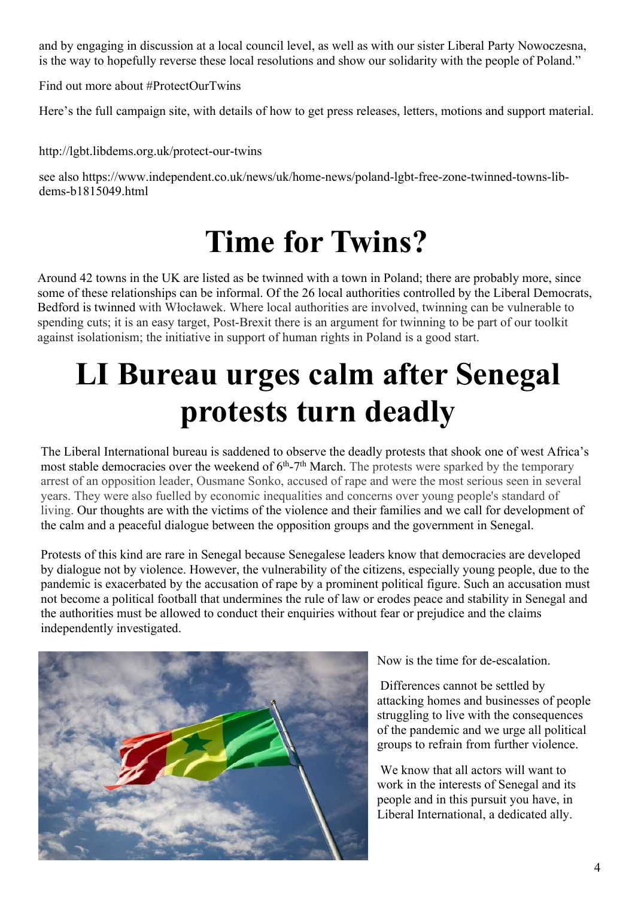and by engaging in discussion at a local council level, as well as with our sister Liberal Party Nowoczesna, is the way to hopefully reverse these local resolutions and show our solidarity with the people of Poland."

Find out more about #ProtectOurTwins

Here's the full campaign site, with details of how to get press releases, letters, motions and support material.

http://lgbt.libdems.org.uk/protect-our-twins

see also https://www.independent.co.uk/news/uk/home-news/poland-lgbt-free-zone-twinned-towns-lib-dems-b1815049.html

# Time for Twins?

Around 42 towns in the UK are listed as be twinned with a town in Poland; there are probably more, since some of these relationships can be informal. Of the 26 local authorities controlled by the Liberal Democrats, Bedford is twinned with Włocławek. Where local authorities are involved, twinning can be vulnerable to spending cuts; it is an easy target, Post-Brexit there is an argument for twinning to be part of our toolkit against isolationism; the initiative in support of human rights in Poland is a good start.

# LI Bureau urges calm after Senegal protests turn deadly

The Liberal International bureau is saddened to observe the deadly protests that shook one of west Africa's most stable democracies over the weekend of 6th-7th March. The protests were sparked by the temporary arrest of an opposition leader, Ousmane Sonko, accused of rape and were the most serious seen in several years. They were also fuelled by economic inequalities and concerns over young people's standard of living. Our thoughts are with the victims of the violence and their families and we call for development of the calm and a peaceful dialogue between the opposition groups and the government in Senegal.

Protests of this kind are rare in Senegal because Senegalese leaders know that democracies are developed by dialogue not by violence. However, the vulnerability of the citizens, especially young people, due to the pandemic is exacerbated by the accusation of rape by a prominent political figure. Such an accusation must not become a political football that undermines the rule of law or erodes peace and stability in Senegal and the authorities must be allowed to conduct their enquiries without fear or prejudice and the claims independently investigated.

Now is the time for de-escalation.

Differences cannot be settled by attacking homes and businesses of people struggling to live with the consequences of the pandemic and we urge all political groups to refrain from further violence.

We know that all actors will want to work in the interests of Senegal and its people and in this pursuit you have, in Liberal International, a dedicated ally.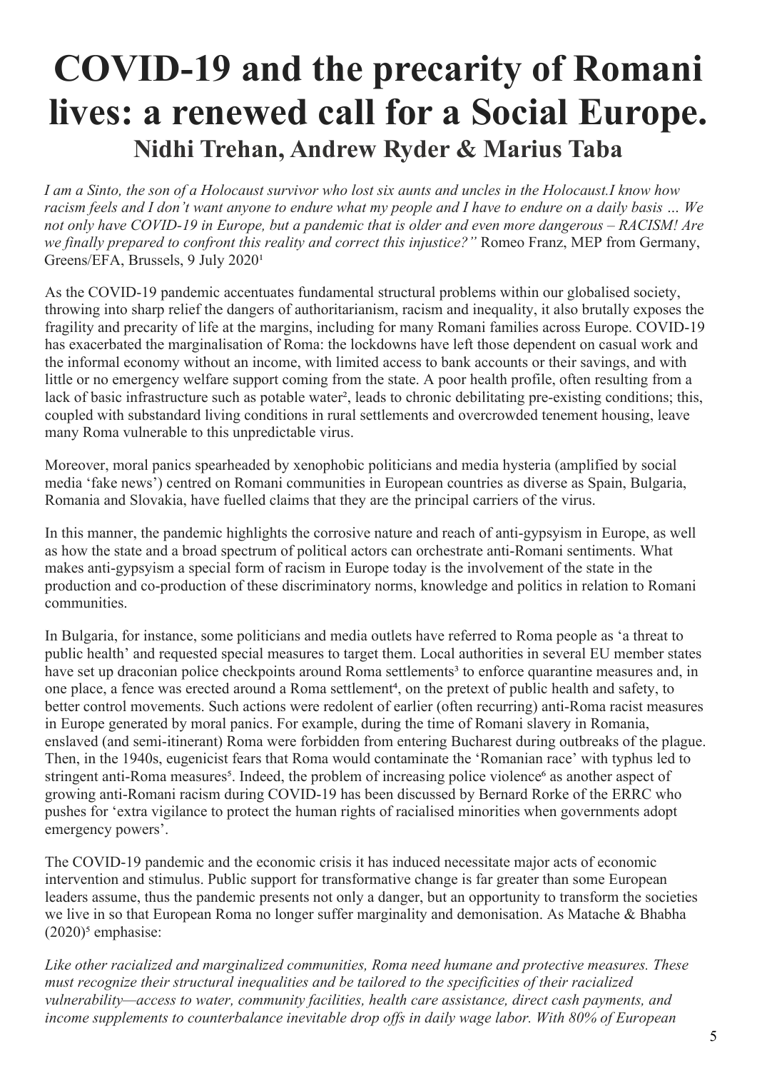# COVID-19 and the precarity of Romani lives: a renewed call for a Social Europe.

## Nidhi Trehan, Andrew Ryder & Marius Taba

*I am a Sinto, the son of a Holocaust survivor who lost six aunts and uncles in the Holocaust.I know how racism feels and I don't want anyone to endure what my people and I have to endure on a daily basis … We not only have COVID-19 in Europe, but a pandemic that is older and even more dangerous – RACISM! Are we finally prepared to confront this reality and correct this injustice?"* Romeo Franz, MEP from Germany, Greens/EFA, Brussels, 9 July 2020[1]

As the COVID-19 pandemic accentuates fundamental structural problems within our globalised society, throwing into sharp relief the dangers of authoritarianism, racism and inequality, it also brutally exposes the fragility and precarity of life at the margins, including for many Romani families across Europe. COVID-19 has exacerbated the marginalisation of Roma: the lockdowns have left those dependent on casual work and the informal economy without an income, with limited access to bank accounts or their savings, and with little or no emergency welfare support coming from the state. A poor health profile, often resulting from a lack of basic infrastructure such as potable water[2], leads to chronic debilitating pre-existing conditions; this, coupled with substandard living conditions in rural settlements and overcrowded tenement housing, leave many Roma vulnerable to this unpredictable virus.

Moreover, moral panics spearheaded by xenophobic politicians and media hysteria (amplified by social media 'fake news') centred on Romani communities in European countries as diverse as Spain, Bulgaria, Romania and Slovakia, have fuelled claims that they are the principal carriers of the virus.

In this manner, the pandemic highlights the corrosive nature and reach of anti-gypsyism in Europe, as well as how the state and a broad spectrum of political actors can orchestrate anti-Romani sentiments. What makes anti-gypsyism a special form of racism in Europe today is the involvement of the state in the production and co-production of these discriminatory norms, knowledge and politics in relation to Romani communities.

In Bulgaria, for instance, some politicians and media outlets have referred to Roma people as 'a threat to public health' and requested special measures to target them. Local authorities in several EU member states have set up draconian police checkpoints around Roma settlements[3] to enforce quarantine measures and, in one place, a fence was erected around a Roma settlement[4], on the pretext of public health and safety, to better control movements. Such actions were redolent of earlier (often recurring) anti-Roma racist measures in Europe generated by moral panics. For example, during the time of Romani slavery in Romania, enslaved (and semi-itinerant) Roma were forbidden from entering Bucharest during outbreaks of the plague. Then, in the 1940s, eugenicist fears that Roma would contaminate the 'Romanian race' with typhus led to stringent anti-Roma measures[5]. Indeed, the problem of increasing police violence[6] as another aspect of growing anti-Romani racism during COVID-19 has been discussed by Bernard Rorke of the ERRC who pushes for 'extra vigilance to protect the human rights of racialised minorities when governments adopt emergency powers'.

The COVID-19 pandemic and the economic crisis it has induced necessitate major acts of economic intervention and stimulus. Public support for transformative change is far greater than some European leaders assume, thus the pandemic presents not only a danger, but an opportunity to transform the societies we live in so that European Roma no longer suffer marginality and demonisation. As Matache & Bhabha (2020)[5] emphasise:

*Like other racialized and marginalized communities, Roma need humane and protective measures. These must recognize their structural inequalities and be tailored to the specificities of their racialized vulnerability—access to water, community facilities, health care assistance, direct cash payments, and income supplements to counterbalance inevitable drop offs in daily wage labor. With 80% of European*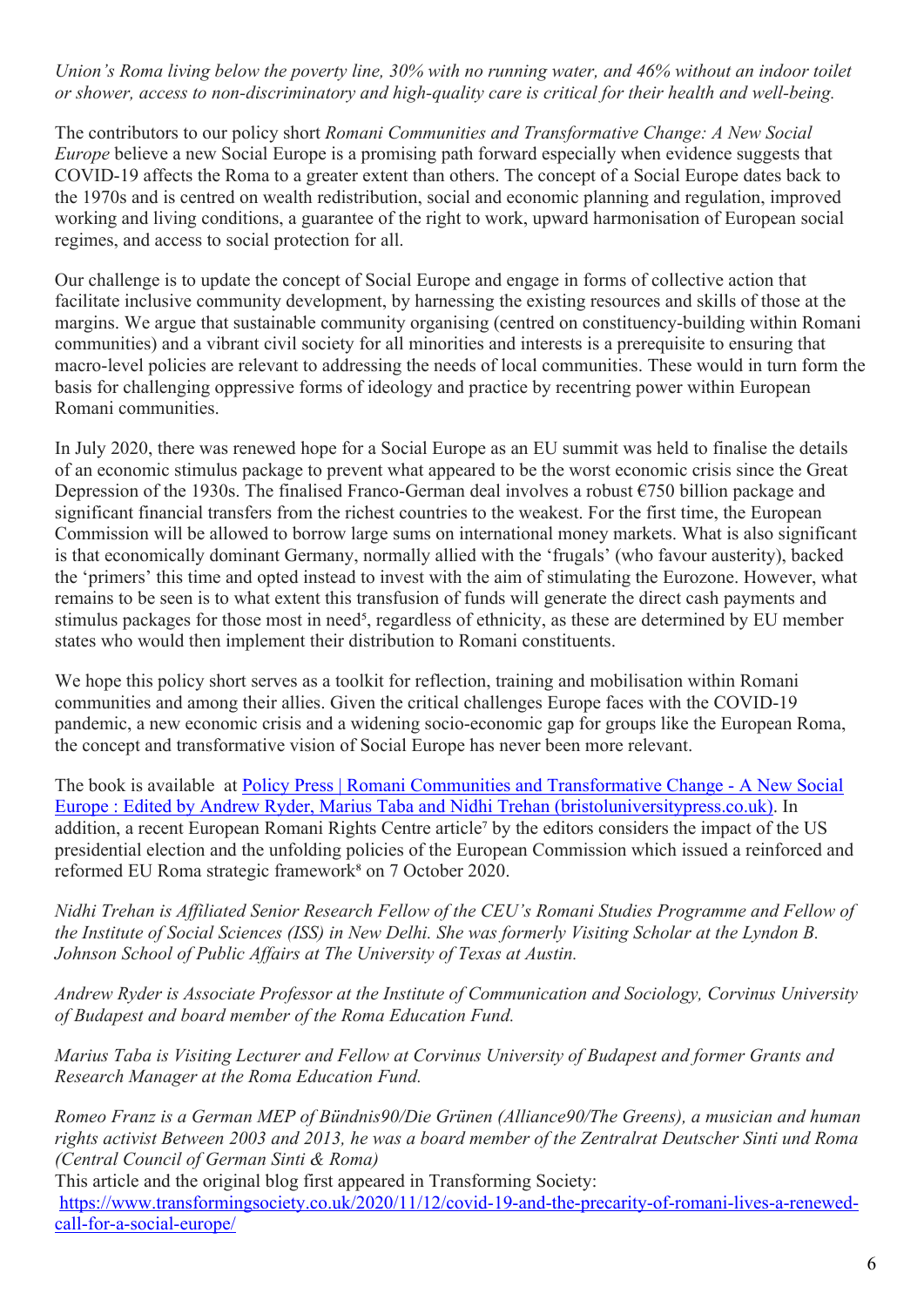*Union's Roma living below the poverty line, 30% with no running water, and 46% without an indoor toilet or shower, access to non-discriminatory and high-quality care is critical for their health and well-being.*

The contributors to our policy short *Romani Communities and Transformative Change: A New Social Europe* believe a new Social Europe is a promising path forward especially when evidence suggests that COVID-19 affects the Roma to a greater extent than others. The concept of a Social Europe dates back to the 1970s and is centred on wealth redistribution, social and economic planning and regulation, improved working and living conditions, a guarantee of the right to work, upward harmonisation of European social regimes, and access to social protection for all.

Our challenge is to update the concept of Social Europe and engage in forms of collective action that facilitate inclusive community development, by harnessing the existing resources and skills of those at the margins. We argue that sustainable community organising (centred on constituency-building within Romani communities) and a vibrant civil society for all minorities and interests is a prerequisite to ensuring that macro-level policies are relevant to addressing the needs of local communities. These would in turn form the basis for challenging oppressive forms of ideology and practice by recentring power within European Romani communities.

In July 2020, there was renewed hope for a Social Europe as an EU summit was held to finalise the details of an economic stimulus package to prevent what appeared to be the worst economic crisis since the Great Depression of the 1930s. The finalised Franco-German deal involves a robust €750 billion package and significant financial transfers from the richest countries to the weakest. For the first time, the European Commission will be allowed to borrow large sums on international money markets. What is also significant is that economically dominant Germany, normally allied with the 'frugals' (who favour austerity), backed the 'primers' this time and opted instead to invest with the aim of stimulating the Eurozone. However, what remains to be seen is to what extent this transfusion of funds will generate the direct cash payments and stimulus packages for those most in need[5], regardless of ethnicity, as these are determined by EU member states who would then implement their distribution to Romani constituents.

We hope this policy short serves as a toolkit for reflection, training and mobilisation within Romani communities and among their allies. Given the critical challenges Europe faces with the COVID-19 pandemic, a new economic crisis and a widening socio-economic gap for groups like the European Roma, the concept and transformative vision of Social Europe has never been more relevant.

The book is available at [Policy Press | Romani Communities and Transformative Change - A New Social Europe : Edited by Andrew Ryder, Marius Taba and Nidhi Trehan (bristoluniversitypress.co.uk)](bristoluniversitypress.co.uk). In addition, a recent European Romani Rights Centre article[7] by the editors considers the impact of the US presidential election and the unfolding policies of the European Commission which issued a reinforced and reformed EU Roma strategic framework[8] on 7 October 2020.

*Nidhi Trehan is Affiliated Senior Research Fellow of the CEU's Romani Studies Programme and Fellow of the Institute of Social Sciences (ISS) in New Delhi. She was formerly Visiting Scholar at the Lyndon B. Johnson School of Public Affairs at The University of Texas at Austin.*

*Andrew Ryder is Associate Professor at the Institute of Communication and Sociology, Corvinus University of Budapest and board member of the Roma Education Fund.*

*Marius Taba is Visiting Lecturer and Fellow at Corvinus University of Budapest and former Grants and Research Manager at the Roma Education Fund.*

*Romeo Franz is a German MEP of Bündnis90/Die Grünen (Alliance90/The Greens), a musician and human rights activist Between 2003 and 2013, he was a board member of the Zentralrat Deutscher Sinti und Roma (Central Council of German Sinti & Roma)*

This article and the original blog first appeared in Transforming Society:
[https://www.transformingsociety.co.uk/2020/11/12/covid-19-and-the-precarity-of-romani-lives-a-renewed-call-for-a-social-europe/](https://www.transformingsociety.co.uk/2020/11/12/covid-19-and-the-precarity-of-romani-lives-a-renewed-call-for-a-social-europe/)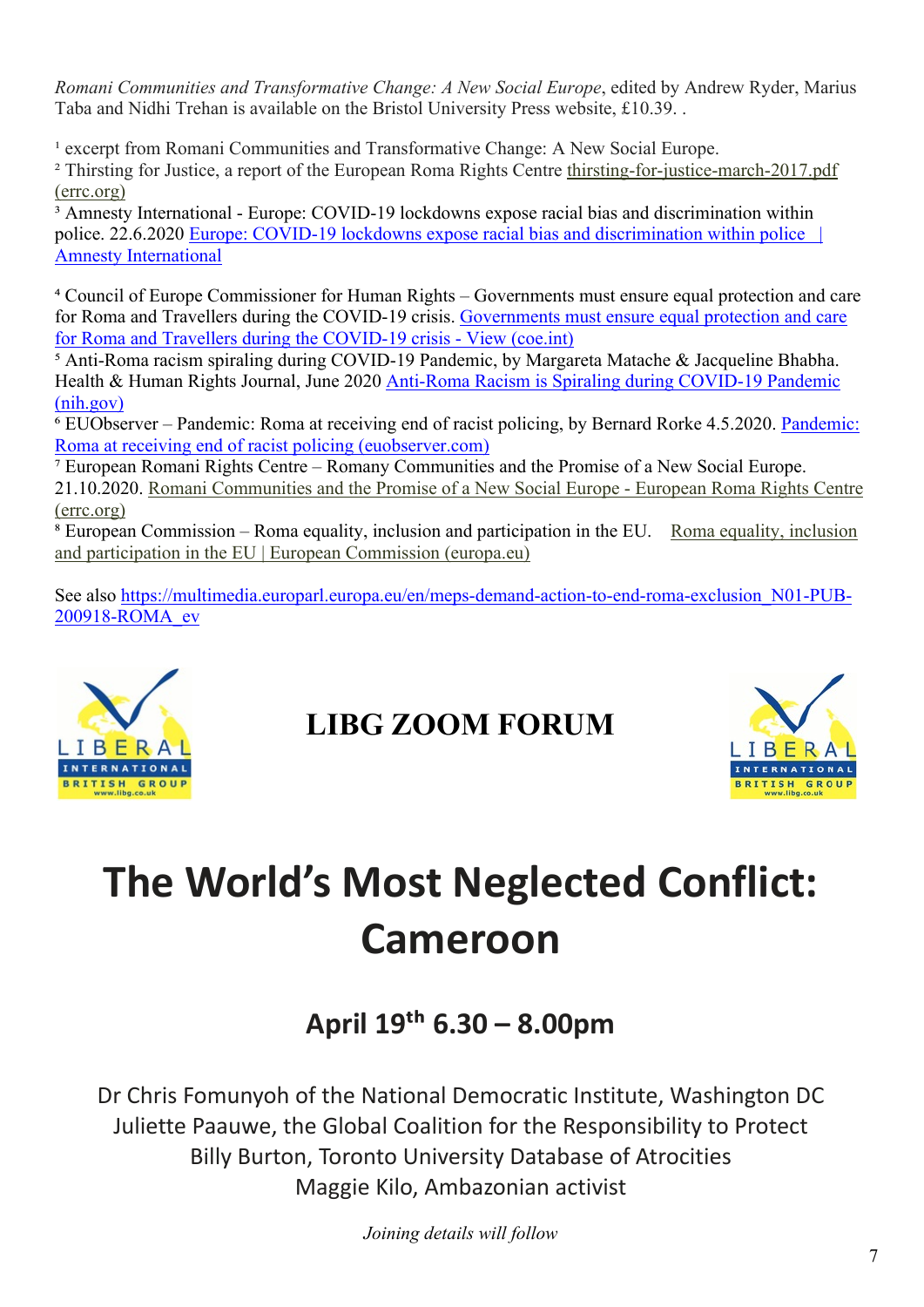*Romani Communities and Transformative Change: A New Social Europe*, edited by Andrew Ryder, Marius Taba and Nidhi Trehan is available on the Bristol University Press website, £10.39. .

[1] excerpt from Romani Communities and Transformative Change: A New Social Europe.
[2] Thirsting for Justice, a report of the European Roma Rights Centre thirsting-for-justice-march-2017.pdf (errc.org)
[3] Amnesty International - Europe: COVID-19 lockdowns expose racial bias and discrimination within police. 22.6.2020 Europe: COVID-19 lockdowns expose racial bias and discrimination within police | Amnesty International

[4] Council of Europe Commissioner for Human Rights – Governments must ensure equal protection and care for Roma and Travellers during the COVID-19 crisis. Governments must ensure equal protection and care for Roma and Travellers during the COVID-19 crisis - View (coe.int)
[5] Anti-Roma racism spiraling during COVID-19 Pandemic, by Margareta Matache & Jacqueline Bhabha. Health & Human Rights Journal, June 2020 Anti-Roma Racism is Spiraling during COVID-19 Pandemic (nih.gov)
[6] EUObserver – Pandemic: Roma at receiving end of racist policing, by Bernard Rorke 4.5.2020. Pandemic: Roma at receiving end of racist policing (euobserver.com)
[7] European Romani Rights Centre – Romany Communities and the Promise of a New Social Europe. 21.10.2020. Romani Communities and the Promise of a New Social Europe - European Roma Rights Centre (errc.org)
[8] European Commission – Roma equality, inclusion and participation in the EU. Roma equality, inclusion and participation in the EU | European Commission (europa.eu)

See also https://multimedia.europarl.europa.eu/en/meps-demand-action-to-end-roma-exclusion_N01-PUB-200918-ROMA_ev

LIBERAL INTERNATIONAL BRITISH GROUP www.libg.co.uk

## LIBG ZOOM FORUM

LIBERAL INTERNATIONAL BRITISH GROUP www.libg.co.uk

# The World's Most Neglected Conflict: Cameroon

### April 19th 6.30 – 8.00pm

Dr Chris Fomunyoh of the National Democratic Institute, Washington DC
Juliette Paauwe, the Global Coalition for the Responsibility to Protect
Billy Burton, Toronto University Database of Atrocities
Maggie Kilo, Ambazonian activist

*Joining details will follow*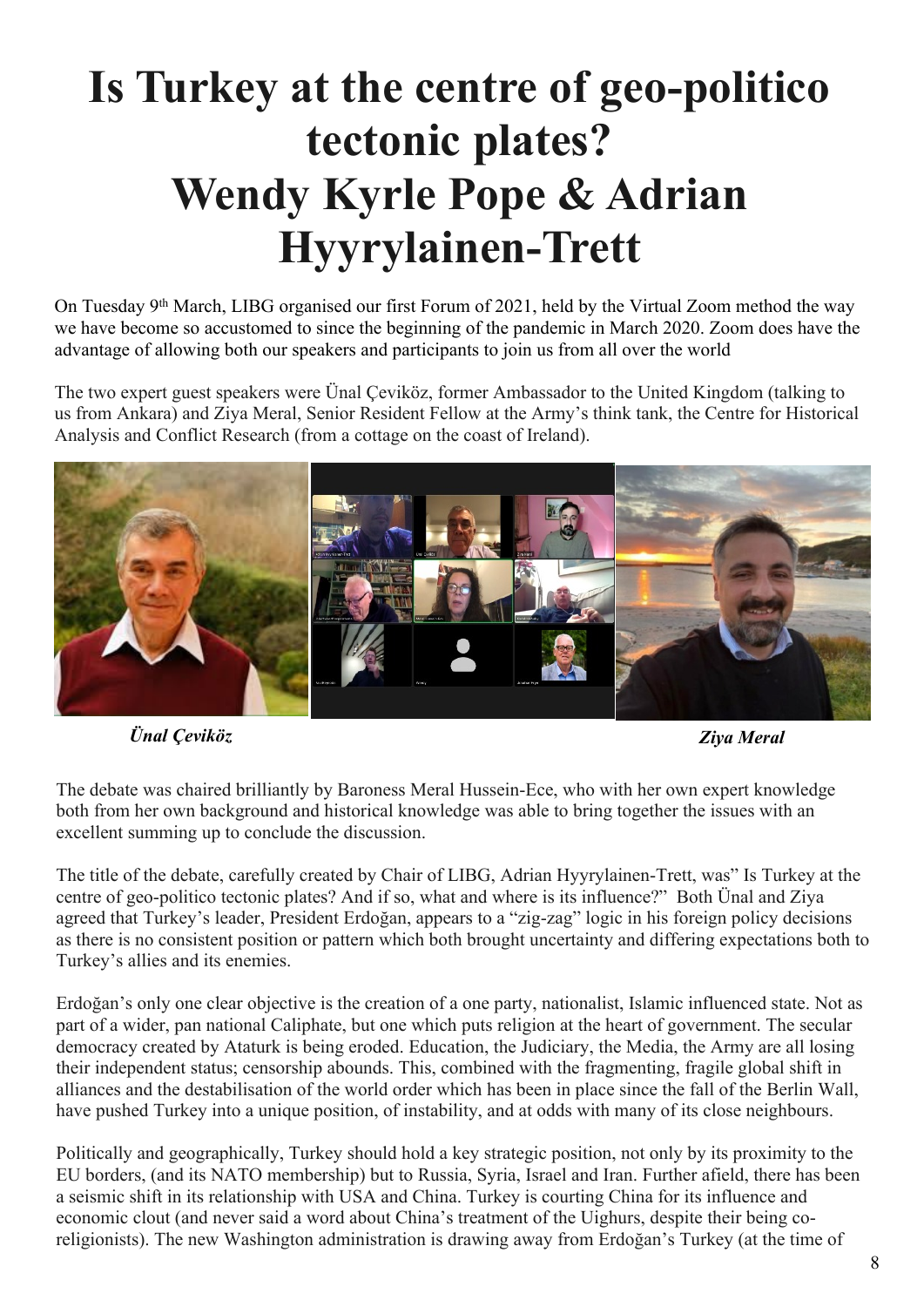# Is Turkey at the centre of geo-politico tectonic plates?
# Wendy Kyrle Pope & Adrian Hyyrylainen-Trett

On Tuesday 9th March, LIBG organised our first Forum of 2021, held by the Virtual Zoom method the way we have become so accustomed to since the beginning of the pandemic in March 2020. Zoom does have the advantage of allowing both our speakers and participants to join us from all over the world

The two expert guest speakers were Ünal Çeviköz, former Ambassador to the United Kingdom (talking to us from Ankara) and Ziya Meral, Senior Resident Fellow at the Army's think tank, the Centre for Historical Analysis and Conflict Research (from a cottage on the coast of Ireland).

***Ünal Çeviköz*** ***Ziya Meral***

The debate was chaired brilliantly by Baroness Meral Hussein-Ece, who with her own expert knowledge both from her own background and historical knowledge was able to bring together the issues with an excellent summing up to conclude the discussion.

The title of the debate, carefully created by Chair of LIBG, Adrian Hyyrylainen-Trett, was" Is Turkey at the centre of geo-politico tectonic plates? And if so, what and where is its influence?" Both Ünal and Ziya agreed that Turkey's leader, President Erdoğan, appears to a "zig-zag" logic in his foreign policy decisions as there is no consistent position or pattern which both brought uncertainty and differing expectations both to Turkey's allies and its enemies.

Erdoğan's only one clear objective is the creation of a one party, nationalist, Islamic influenced state. Not as part of a wider, pan national Caliphate, but one which puts religion at the heart of government. The secular democracy created by Ataturk is being eroded. Education, the Judiciary, the Media, the Army are all losing their independent status; censorship abounds. This, combined with the fragmenting, fragile global shift in alliances and the destabilisation of the world order which has been in place since the fall of the Berlin Wall, have pushed Turkey into a unique position, of instability, and at odds with many of its close neighbours.

Politically and geographically, Turkey should hold a key strategic position, not only by its proximity to the EU borders, (and its NATO membership) but to Russia, Syria, Israel and Iran. Further afield, there has been a seismic shift in its relationship with USA and China. Turkey is courting China for its influence and economic clout (and never said a word about China's treatment of the Uighurs, despite their being co-religionists). The new Washington administration is drawing away from Erdoğan's Turkey (at the time of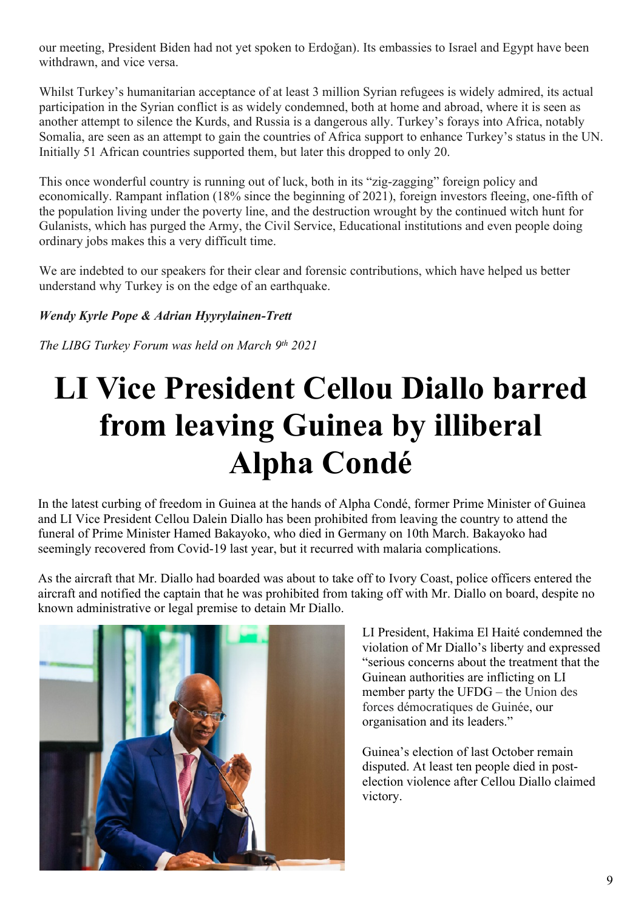our meeting, President Biden had not yet spoken to Erdoğan). Its embassies to Israel and Egypt have been withdrawn, and vice versa.

Whilst Turkey's humanitarian acceptance of at least 3 million Syrian refugees is widely admired, its actual participation in the Syrian conflict is as widely condemned, both at home and abroad, where it is seen as another attempt to silence the Kurds, and Russia is a dangerous ally. Turkey's forays into Africa, notably Somalia, are seen as an attempt to gain the countries of Africa support to enhance Turkey's status in the UN. Initially 51 African countries supported them, but later this dropped to only 20.

This once wonderful country is running out of luck, both in its "zig-zagging" foreign policy and economically. Rampant inflation (18% since the beginning of 2021), foreign investors fleeing, one-fifth of the population living under the poverty line, and the destruction wrought by the continued witch hunt for Gulanists, which has purged the Army, the Civil Service, Educational institutions and even people doing ordinary jobs makes this a very difficult time.

We are indebted to our speakers for their clear and forensic contributions, which have helped us better understand why Turkey is on the edge of an earthquake.

***Wendy Kyrle Pope & Adrian Hyyrylainen-Trett***

*The LIBG Turkey Forum was held on March 9th 2021*

# LI Vice President Cellou Diallo barred from leaving Guinea by illiberal Alpha Condé

In the latest curbing of freedom in Guinea at the hands of Alpha Condé, former Prime Minister of Guinea and LI Vice President Cellou Dalein Diallo has been prohibited from leaving the country to attend the funeral of Prime Minister Hamed Bakayoko, who died in Germany on 10th March. Bakayoko had seemingly recovered from Covid-19 last year, but it recurred with malaria complications.

As the aircraft that Mr. Diallo had boarded was about to take off to Ivory Coast, police officers entered the aircraft and notified the captain that he was prohibited from taking off with Mr. Diallo on board, despite no known administrative or legal premise to detain Mr Diallo.

LI President, Hakima El Haité condemned the violation of Mr Diallo's liberty and expressed "serious concerns about the treatment that the Guinean authorities are inflicting on LI member party the UFDG – the Union des forces démocratiques de Guinée, our organisation and its leaders."

Guinea's election of last October remain disputed. At least ten people died in post-election violence after Cellou Diallo claimed victory.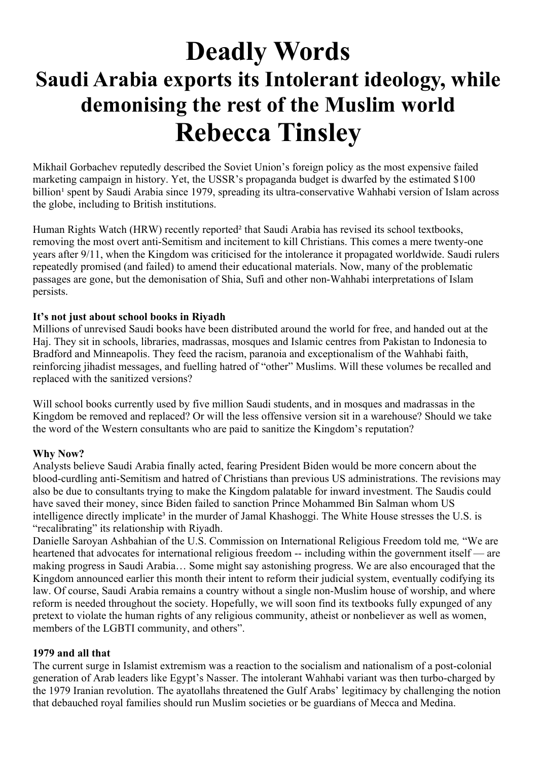# Deadly Words

## Saudi Arabia exports its Intolerant ideology, while demonising the rest of the Muslim world

# Rebecca Tinsley

Mikhail Gorbachev reputedly described the Soviet Union's foreign policy as the most expensive failed marketing campaign in history. Yet, the USSR's propaganda budget is dwarfed by the estimated $100 billion[1] spent by Saudi Arabia since 1979, spreading its ultra-conservative Wahhabi version of Islam across the globe, including to British institutions.

Human Rights Watch (HRW) recently reported[2] that Saudi Arabia has revised its school textbooks, removing the most overt anti-Semitism and incitement to kill Christians. This comes a mere twenty-one years after 9/11, when the Kingdom was criticised for the intolerance it propagated worldwide. Saudi rulers repeatedly promised (and failed) to amend their educational materials. Now, many of the problematic passages are gone, but the demonisation of Shia, Sufi and other non-Wahhabi interpretations of Islam persists.

**It's not just about school books in Riyadh**

Millions of unrevised Saudi books have been distributed around the world for free, and handed out at the Haj. They sit in schools, libraries, madrassas, mosques and Islamic centres from Pakistan to Indonesia to Bradford and Minneapolis. They feed the racism, paranoia and exceptionalism of the Wahhabi faith, reinforcing jihadist messages, and fuelling hatred of "other" Muslims. Will these volumes be recalled and replaced with the sanitized versions?

Will school books currently used by five million Saudi students, and in mosques and madrassas in the Kingdom be removed and replaced? Or will the less offensive version sit in a warehouse? Should we take the word of the Western consultants who are paid to sanitize the Kingdom's reputation?

**Why Now?**

Analysts believe Saudi Arabia finally acted, fearing President Biden would be more concern about the blood-curdling anti-Semitism and hatred of Christians than previous US administrations. The revisions may also be due to consultants trying to make the Kingdom palatable for inward investment. The Saudis could have saved their money, since Biden failed to sanction Prince Mohammed Bin Salman whom US intelligence directly implicate[3] in the murder of Jamal Khashoggi. The White House stresses the U.S. is "recalibrating" its relationship with Riyadh.

Danielle Saroyan Ashbahian of the U.S. Commission on International Religious Freedom told me*,* "We are heartened that advocates for international religious freedom -- including within the government itself — are making progress in Saudi Arabia… Some might say astonishing progress. We are also encouraged that the Kingdom announced earlier this month their intent to reform their judicial system, eventually codifying its law. Of course, Saudi Arabia remains a country without a single non-Muslim house of worship, and where reform is needed throughout the society. Hopefully, we will soon find its textbooks fully expunged of any pretext to violate the human rights of any religious community, atheist or nonbeliever as well as women, members of the LGBTI community, and others".

**1979 and all that**

The current surge in Islamist extremism was a reaction to the socialism and nationalism of a post-colonial generation of Arab leaders like Egypt's Nasser. The intolerant Wahhabi variant was then turbo-charged by the 1979 Iranian revolution. The ayatollahs threatened the Gulf Arabs' legitimacy by challenging the notion that debauched royal families should run Muslim societies or be guardians of Mecca and Medina.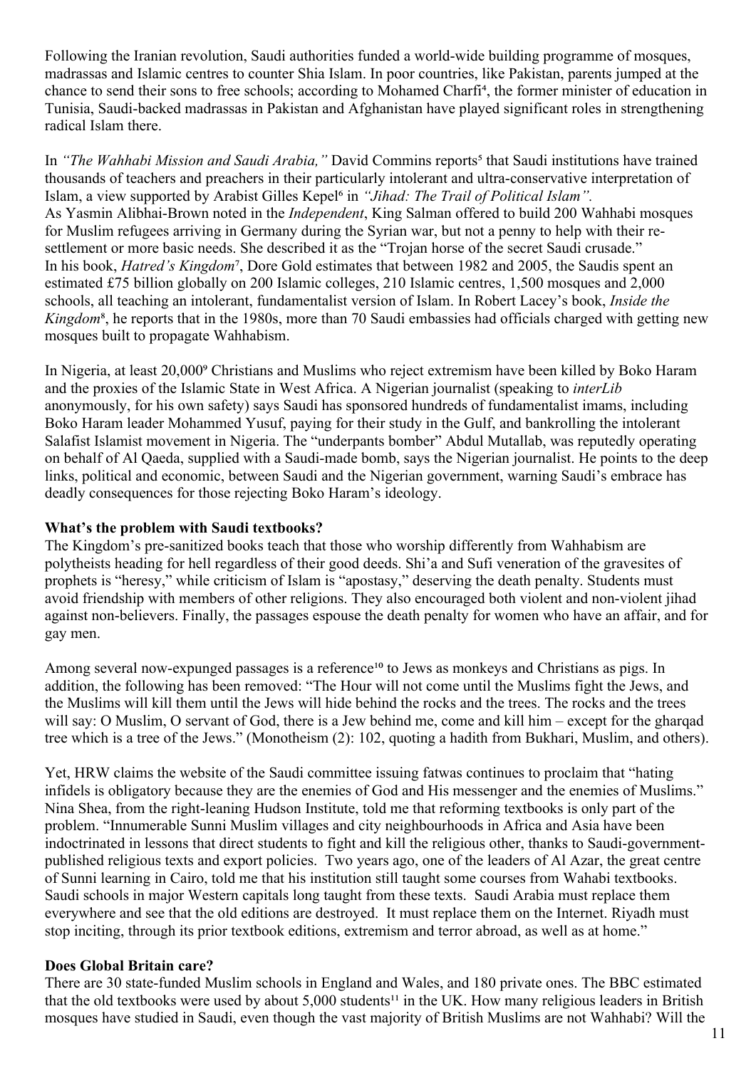Following the Iranian revolution, Saudi authorities funded a world-wide building programme of mosques, madrassas and Islamic centres to counter Shia Islam. In poor countries, like Pakistan, parents jumped at the chance to send their sons to free schools; according to Mohamed Charfi[4], the former minister of education in Tunisia, Saudi-backed madrassas in Pakistan and Afghanistan have played significant roles in strengthening radical Islam there.

In *"The Wahhabi Mission and Saudi Arabia,"* David Commins reports[5] that Saudi institutions have trained thousands of teachers and preachers in their particularly intolerant and ultra-conservative interpretation of Islam, a view supported by Arabist Gilles Kepel[6] in *"Jihad: The Trail of Political Islam".*
As Yasmin Alibhai-Brown noted in the *Independent*, King Salman offered to build 200 Wahhabi mosques for Muslim refugees arriving in Germany during the Syrian war, but not a penny to help with their re-settlement or more basic needs. She described it as the "Trojan horse of the secret Saudi crusade."
In his book, *Hatred's Kingdom*[7], Dore Gold estimates that between 1982 and 2005, the Saudis spent an estimated £75 billion globally on 200 Islamic colleges, 210 Islamic centres, 1,500 mosques and 2,000 schools, all teaching an intolerant, fundamentalist version of Islam. In Robert Lacey's book, *Inside the Kingdom*[8], he reports that in the 1980s, more than 70 Saudi embassies had officials charged with getting new mosques built to propagate Wahhabism.

In Nigeria, at least 20,000[9] Christians and Muslims who reject extremism have been killed by Boko Haram and the proxies of the Islamic State in West Africa. A Nigerian journalist (speaking to *interLib* anonymously, for his own safety) says Saudi has sponsored hundreds of fundamentalist imams, including Boko Haram leader Mohammed Yusuf, paying for their study in the Gulf, and bankrolling the intolerant Salafist Islamist movement in Nigeria. The "underpants bomber" Abdul Mutallab, was reputedly operating on behalf of Al Qaeda, supplied with a Saudi-made bomb, says the Nigerian journalist. He points to the deep links, political and economic, between Saudi and the Nigerian government, warning Saudi's embrace has deadly consequences for those rejecting Boko Haram's ideology.

**What's the problem with Saudi textbooks?**
The Kingdom's pre-sanitized books teach that those who worship differently from Wahhabism are polytheists heading for hell regardless of their good deeds. Shi'a and Sufi veneration of the gravesites of prophets is "heresy," while criticism of Islam is "apostasy," deserving the death penalty. Students must avoid friendship with members of other religions. They also encouraged both violent and non-violent jihad against non-believers. Finally, the passages espouse the death penalty for women who have an affair, and for gay men.

Among several now-expunged passages is a reference[10] to Jews as monkeys and Christians as pigs. In addition, the following has been removed: "The Hour will not come until the Muslims fight the Jews, and the Muslims will kill them until the Jews will hide behind the rocks and the trees. The rocks and the trees will say: O Muslim, O servant of God, there is a Jew behind me, come and kill him – except for the gharqad tree which is a tree of the Jews." (Monotheism (2): 102, quoting a hadith from Bukhari, Muslim, and others).

Yet, HRW claims the website of the Saudi committee issuing fatwas continues to proclaim that "hating infidels is obligatory because they are the enemies of God and His messenger and the enemies of Muslims." Nina Shea, from the right-leaning Hudson Institute, told me that reforming textbooks is only part of the problem. "Innumerable Sunni Muslim villages and city neighbourhoods in Africa and Asia have been indoctrinated in lessons that direct students to fight and kill the religious other, thanks to Saudi-government-published religious texts and export policies. Two years ago, one of the leaders of Al Azar, the great centre of Sunni learning in Cairo, told me that his institution still taught some courses from Wahabi textbooks. Saudi schools in major Western capitals long taught from these texts. Saudi Arabia must replace them everywhere and see that the old editions are destroyed. It must replace them on the Internet. Riyadh must stop inciting, through its prior textbook editions, extremism and terror abroad, as well as at home."

**Does Global Britain care?**
There are 30 state-funded Muslim schools in England and Wales, and 180 private ones. The BBC estimated that the old textbooks were used by about 5,000 students[11] in the UK. How many religious leaders in British mosques have studied in Saudi, even though the vast majority of British Muslims are not Wahhabi? Will the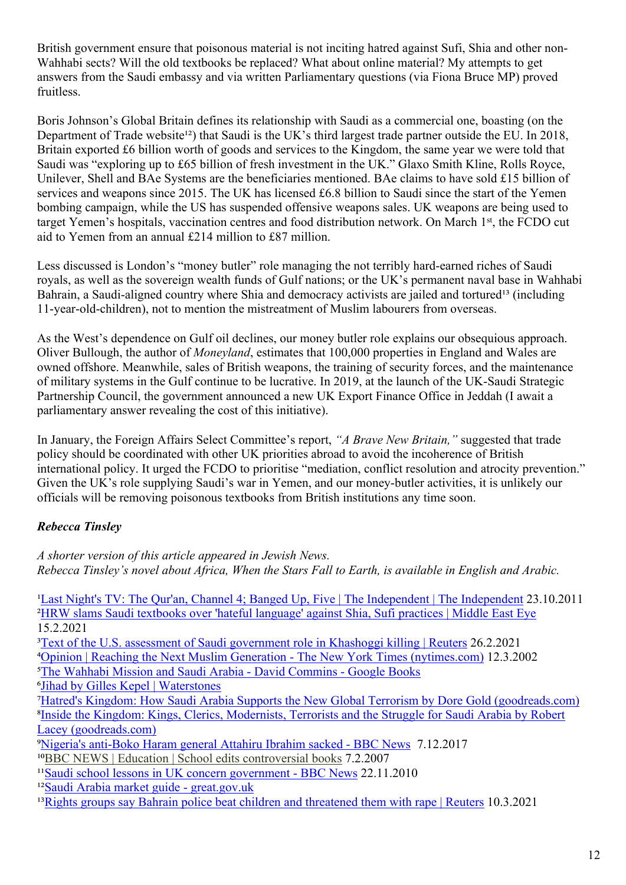British government ensure that poisonous material is not inciting hatred against Sufi, Shia and other non-Wahhabi sects? Will the old textbooks be replaced? What about online material? My attempts to get answers from the Saudi embassy and via written Parliamentary questions (via Fiona Bruce MP) proved fruitless.

Boris Johnson's Global Britain defines its relationship with Saudi as a commercial one, boasting (on the Department of Trade website[12]) that Saudi is the UK's third largest trade partner outside the EU. In 2018, Britain exported £6 billion worth of goods and services to the Kingdom, the same year we were told that Saudi was "exploring up to £65 billion of fresh investment in the UK." Glaxo Smith Kline, Rolls Royce, Unilever, Shell and BAe Systems are the beneficiaries mentioned. BAe claims to have sold £15 billion of services and weapons since 2015. The UK has licensed £6.8 billion to Saudi since the start of the Yemen bombing campaign, while the US has suspended offensive weapons sales. UK weapons are being used to target Yemen's hospitals, vaccination centres and food distribution network. On March 1st, the FCDO cut aid to Yemen from an annual £214 million to £87 million.

Less discussed is London's "money butler" role managing the not terribly hard-earned riches of Saudi royals, as well as the sovereign wealth funds of Gulf nations; or the UK's permanent naval base in Wahhabi Bahrain, a Saudi-aligned country where Shia and democracy activists are jailed and tortured[13] (including 11-year-old-children), not to mention the mistreatment of Muslim labourers from overseas.

As the West's dependence on Gulf oil declines, our money butler role explains our obsequious approach. Oliver Bullough, the author of *Moneyland*, estimates that 100,000 properties in England and Wales are owned offshore. Meanwhile, sales of British weapons, the training of security forces, and the maintenance of military systems in the Gulf continue to be lucrative. In 2019, at the launch of the UK-Saudi Strategic Partnership Council, the government announced a new UK Export Finance Office in Jeddah (I await a parliamentary answer revealing the cost of this initiative).

In January, the Foreign Affairs Select Committee's report, *"A Brave New Britain,"* suggested that trade policy should be coordinated with other UK priorities abroad to avoid the incoherence of British international policy. It urged the FCDO to prioritise "mediation, conflict resolution and atrocity prevention." Given the UK's role supplying Saudi's war in Yemen, and our money-butler activities, it is unlikely our officials will be removing poisonous textbooks from British institutions any time soon.

***Rebecca Tinsley***

*A shorter version of this article appeared in Jewish News.*
*Rebecca Tinsley's novel about Africa, When the Stars Fall to Earth, is available in English and Arabic.*

[1] Last Night's TV: The Qur'an, Channel 4; Banged Up, Five | The Independent | The Independent 23.10.2011
[2] HRW slams Saudi textbooks over 'hateful language' against Shia, Sufi practices | Middle East Eye 15.2.2021
[3] Text of the U.S. assessment of Saudi government role in Khashoggi killing | Reuters 26.2.2021
[4] Opinion | Reaching the Next Muslim Generation - The New York Times (nytimes.com) 12.3.2002
[5] The Wahhabi Mission and Saudi Arabia - David Commins - Google Books
[6] Jihad by Gilles Kepel | Waterstones
[7] Hatred's Kingdom: How Saudi Arabia Supports the New Global Terrorism by Dore Gold (goodreads.com)
[8] Inside the Kingdom: Kings, Clerics, Modernists, Terrorists and the Struggle for Saudi Arabia by Robert Lacey (goodreads.com)
[9] Nigeria's anti-Boko Haram general Attahiru Ibrahim sacked - BBC News 7.12.2017
[10] BBC NEWS | Education | School edits controversial books 7.2.2007
[11] Saudi school lessons in UK concern government - BBC News 22.11.2010
[12] Saudi Arabia market guide - great.gov.uk
[13] Rights groups say Bahrain police beat children and threatened them with rape | Reuters 10.3.2021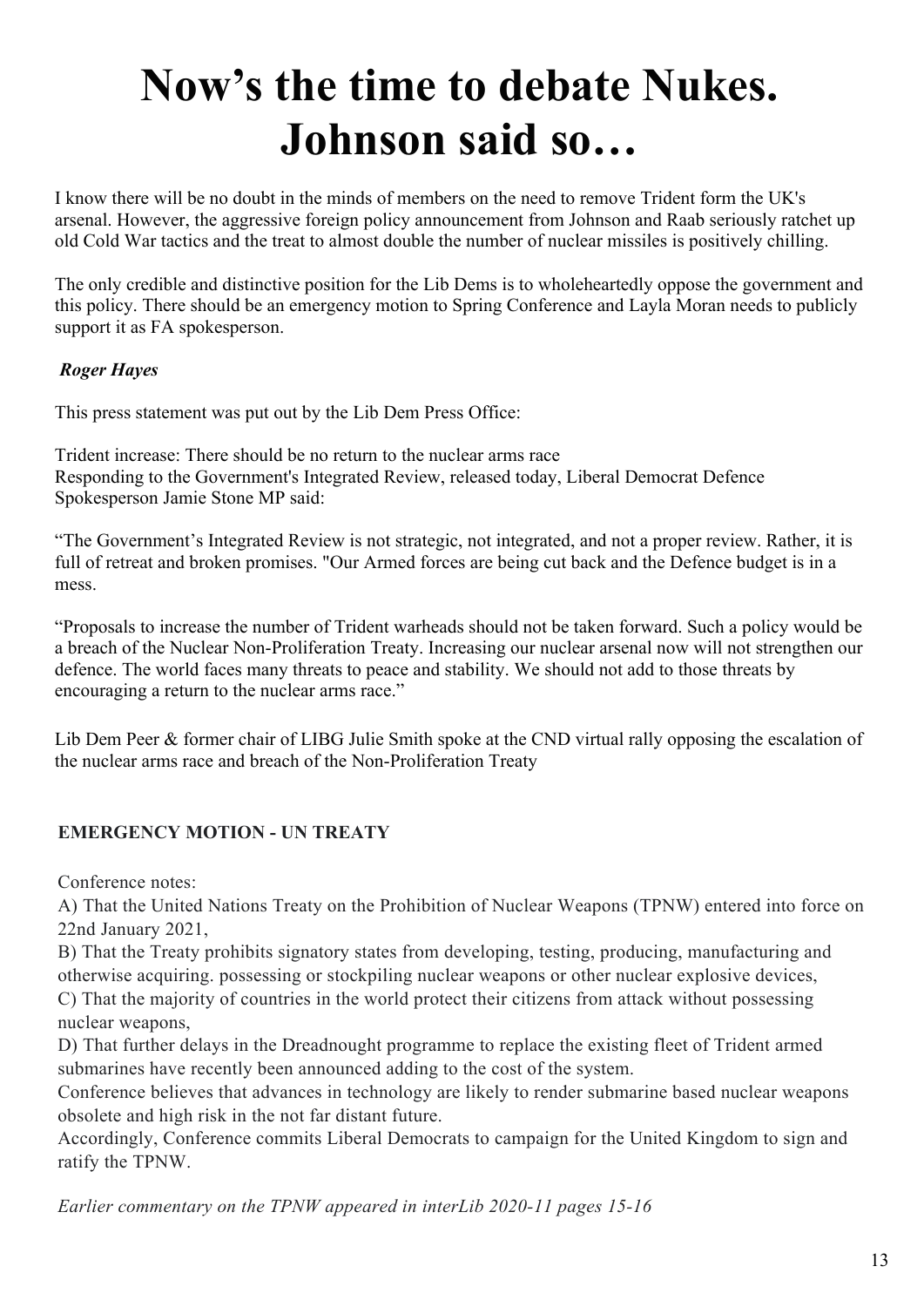# Now's the time to debate Nukes. Johnson said so…

I know there will be no doubt in the minds of members on the need to remove Trident form the UK's arsenal. However, the aggressive foreign policy announcement from Johnson and Raab seriously ratchet up old Cold War tactics and the treat to almost double the number of nuclear missiles is positively chilling.

The only credible and distinctive position for the Lib Dems is to wholeheartedly oppose the government and this policy. There should be an emergency motion to Spring Conference and Layla Moran needs to publicly support it as FA spokesperson.

***Roger Hayes***

This press statement was put out by the Lib Dem Press Office:

Trident increase: There should be no return to the nuclear arms race
Responding to the Government's Integrated Review, released today, Liberal Democrat Defence Spokesperson Jamie Stone MP said:

"The Government's Integrated Review is not strategic, not integrated, and not a proper review. Rather, it is full of retreat and broken promises. "Our Armed forces are being cut back and the Defence budget is in a mess.

"Proposals to increase the number of Trident warheads should not be taken forward. Such a policy would be a breach of the Nuclear Non-Proliferation Treaty. Increasing our nuclear arsenal now will not strengthen our defence. The world faces many threats to peace and stability. We should not add to those threats by encouraging a return to the nuclear arms race."

Lib Dem Peer & former chair of LIBG Julie Smith spoke at the CND virtual rally opposing the escalation of the nuclear arms race and breach of the Non-Proliferation Treaty

**EMERGENCY MOTION - UN TREATY**

Conference notes:
A) That the United Nations Treaty on the Prohibition of Nuclear Weapons (TPNW) entered into force on 22nd January 2021,
B) That the Treaty prohibits signatory states from developing, testing, producing, manufacturing and otherwise acquiring. possessing or stockpiling nuclear weapons or other nuclear explosive devices,
C) That the majority of countries in the world protect their citizens from attack without possessing nuclear weapons,
D) That further delays in the Dreadnought programme to replace the existing fleet of Trident armed submarines have recently been announced adding to the cost of the system.
Conference believes that advances in technology are likely to render submarine based nuclear weapons obsolete and high risk in the not far distant future.
Accordingly, Conference commits Liberal Democrats to campaign for the United Kingdom to sign and ratify the TPNW.

*Earlier commentary on the TPNW appeared in interLib 2020-11 pages 15-16*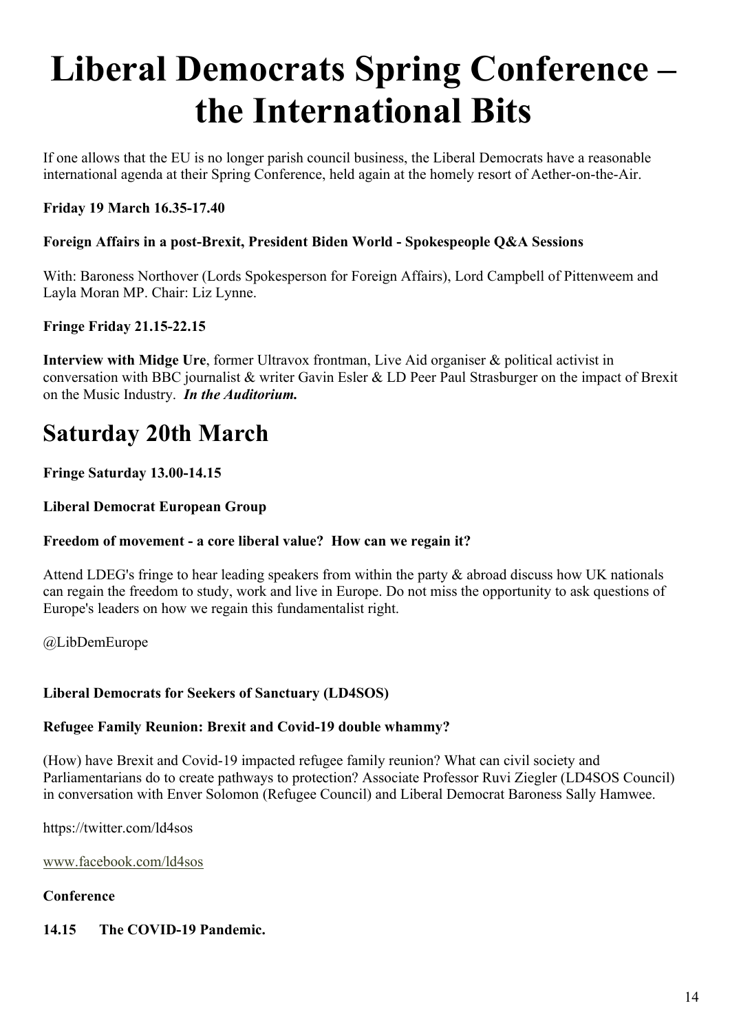# Liberal Democrats Spring Conference – the International Bits

If one allows that the EU is no longer parish council business, the Liberal Democrats have a reasonable international agenda at their Spring Conference, held again at the homely resort of Aether-on-the-Air.

**Friday 19 March 16.35-17.40**

**Foreign Affairs in a post-Brexit, President Biden World - Spokespeople Q&A Sessions**

With: Baroness Northover (Lords Spokesperson for Foreign Affairs), Lord Campbell of Pittenweem and Layla Moran MP. Chair: Liz Lynne.

**Fringe Friday 21.15-22.15**

**Interview with Midge Ure**, former Ultravox frontman, Live Aid organiser & political activist in conversation with BBC journalist & writer Gavin Esler & LD Peer Paul Strasburger on the impact of Brexit on the Music Industry. ***In the Auditorium.***

## Saturday 20th March

**Fringe Saturday 13.00-14.15**

**Liberal Democrat European Group**

**Freedom of movement - a core liberal value? How can we regain it?**

Attend LDEG's fringe to hear leading speakers from within the party & abroad discuss how UK nationals can regain the freedom to study, work and live in Europe. Do not miss the opportunity to ask questions of Europe's leaders on how we regain this fundamentalist right.

@LibDemEurope

**Liberal Democrats for Seekers of Sanctuary (LD4SOS)**

**Refugee Family Reunion: Brexit and Covid-19 double whammy?**

(How) have Brexit and Covid-19 impacted refugee family reunion? What can civil society and Parliamentarians do to create pathways to protection? Associate Professor Ruvi Ziegler (LD4SOS Council) in conversation with Enver Solomon (Refugee Council) and Liberal Democrat Baroness Sally Hamwee.

https://twitter.com/ld4sos

www.facebook.com/ld4sos

**Conference**

**14.15 The COVID-19 Pandemic.**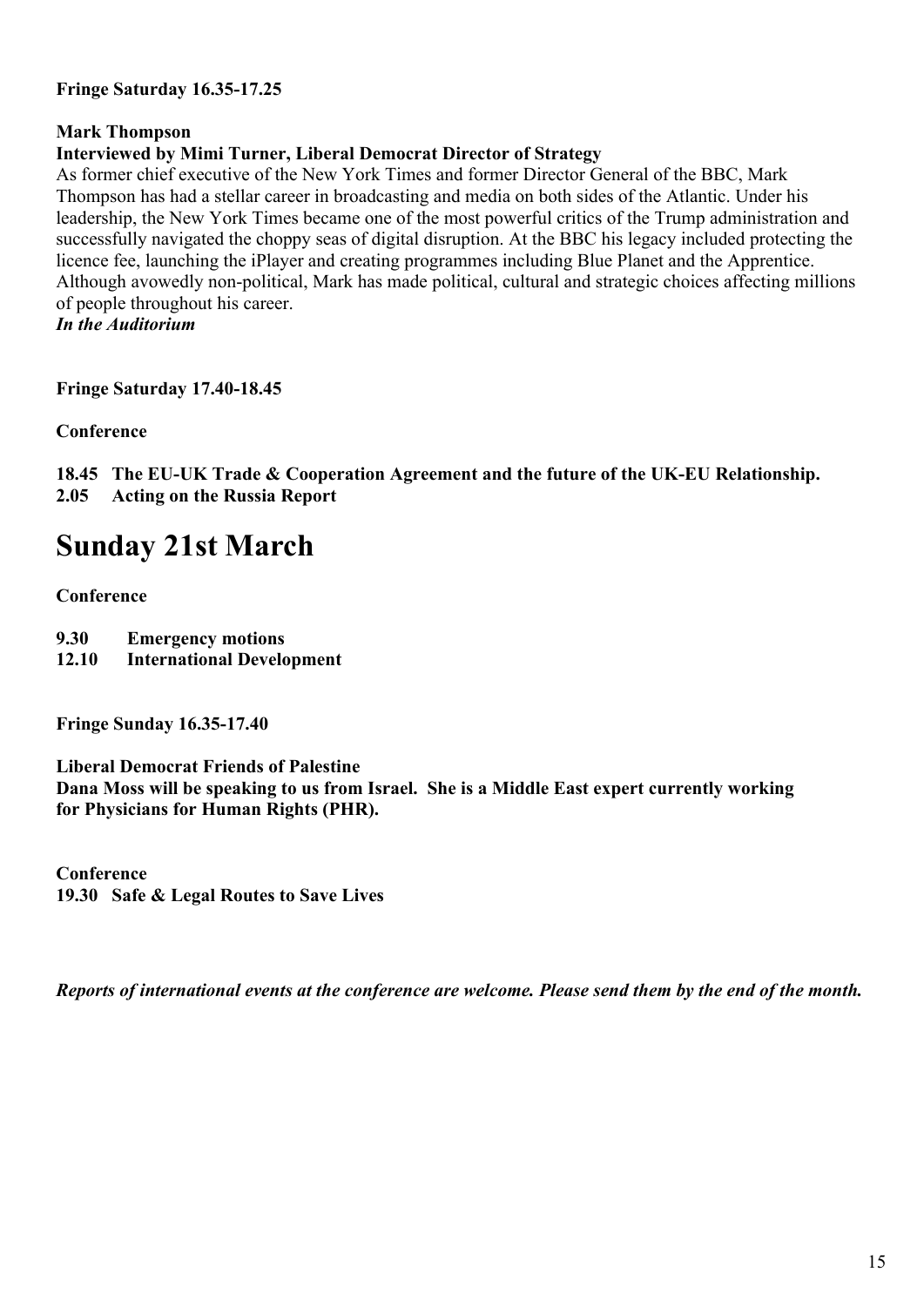**Fringe Saturday 16.35-17.25**

**Mark Thompson**
**Interviewed by Mimi Turner, Liberal Democrat Director of Strategy**
As former chief executive of the New York Times and former Director General of the BBC, Mark Thompson has had a stellar career in broadcasting and media on both sides of the Atlantic. Under his leadership, the New York Times became one of the most powerful critics of the Trump administration and successfully navigated the choppy seas of digital disruption. At the BBC his legacy included protecting the licence fee, launching the iPlayer and creating programmes including Blue Planet and the Apprentice. Although avowedly non-political, Mark has made political, cultural and strategic choices affecting millions of people throughout his career.
***In the Auditorium***

**Fringe Saturday 17.40-18.45**

**Conference**

**18.45 The EU-UK Trade & Cooperation Agreement and the future of the UK-EU Relationship.**
**2.05 Acting on the Russia Report**

# Sunday 21st March

**Conference**

**9.30 Emergency motions**
**12.10 International Development**

**Fringe Sunday 16.35-17.40**

**Liberal Democrat Friends of Palestine**
**Dana Moss will be speaking to us from Israel. She is a Middle East expert currently working for Physicians for Human Rights (PHR).**

**Conference**
**19.30 Safe & Legal Routes to Save Lives**

***Reports of international events at the conference are welcome. Please send them by the end of the month.***